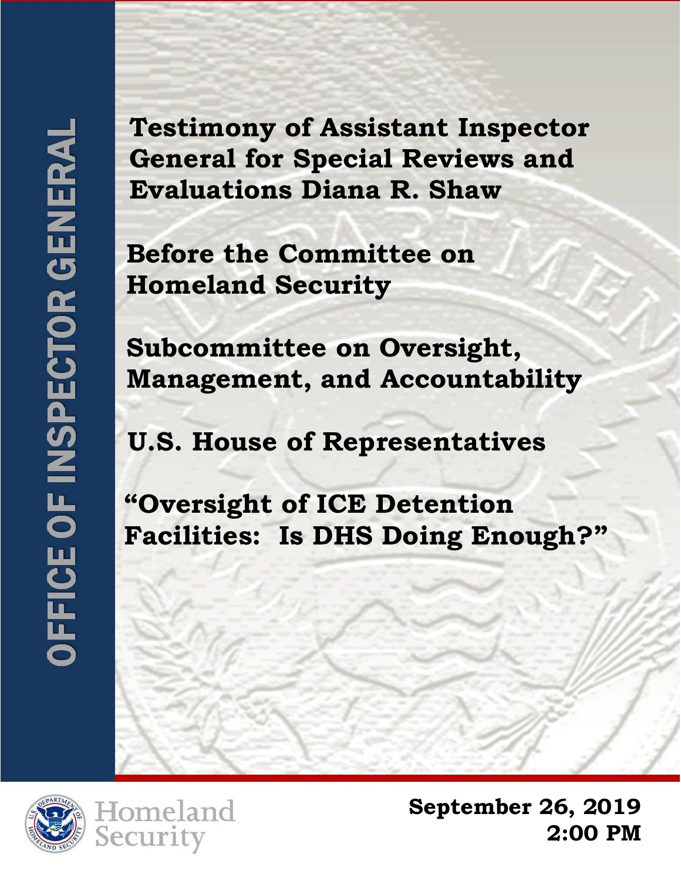OFFICE OF INSPECTOR GENERAL

# Testimony of Assistant Inspector General for Special Reviews and Evaluations Diana R. Shaw

## Before the Committee on Homeland Security

## Subcommittee on Oversight, Management, and Accountability

## U.S. House of Representatives

## "Oversight of ICE Detention Facilities: Is DHS Doing Enough?"

Homeland Security

**September 26, 2019**
**2:00 PM**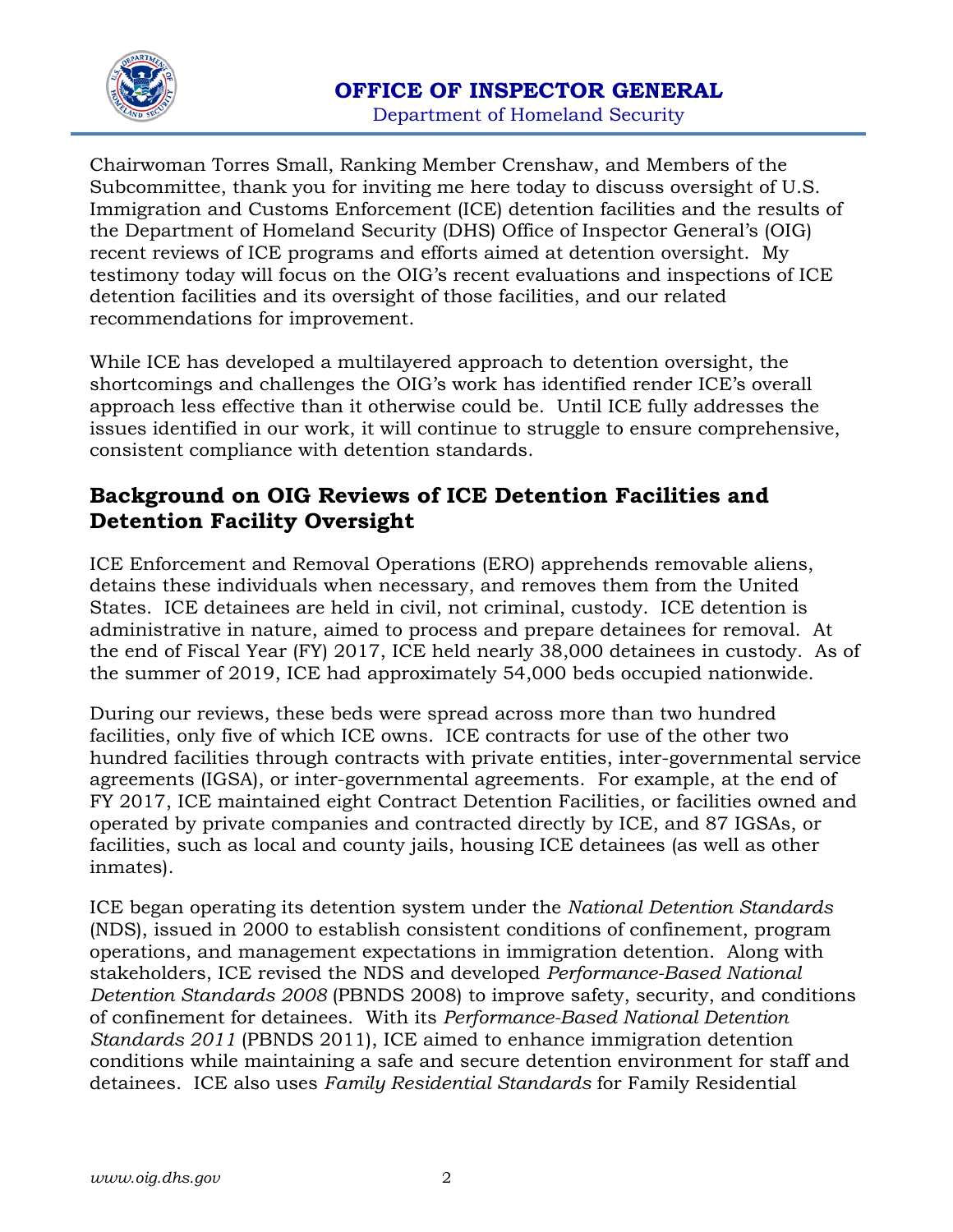Chairwoman Torres Small, Ranking Member Crenshaw, and Members of the Subcommittee, thank you for inviting me here today to discuss oversight of U.S. Immigration and Customs Enforcement (ICE) detention facilities and the results of the Department of Homeland Security (DHS) Office of Inspector General's (OIG) recent reviews of ICE programs and efforts aimed at detention oversight. My testimony today will focus on the OIG's recent evaluations and inspections of ICE detention facilities and its oversight of those facilities, and our related recommendations for improvement.

While ICE has developed a multilayered approach to detention oversight, the shortcomings and challenges the OIG's work has identified render ICE's overall approach less effective than it otherwise could be. Until ICE fully addresses the issues identified in our work, it will continue to struggle to ensure comprehensive, consistent compliance with detention standards.

## Background on OIG Reviews of ICE Detention Facilities and Detention Facility Oversight

ICE Enforcement and Removal Operations (ERO) apprehends removable aliens, detains these individuals when necessary, and removes them from the United States. ICE detainees are held in civil, not criminal, custody. ICE detention is administrative in nature, aimed to process and prepare detainees for removal. At the end of Fiscal Year (FY) 2017, ICE held nearly 38,000 detainees in custody. As of the summer of 2019, ICE had approximately 54,000 beds occupied nationwide.

During our reviews, these beds were spread across more than two hundred facilities, only five of which ICE owns. ICE contracts for use of the other two hundred facilities through contracts with private entities, inter-governmental service agreements (IGSA), or inter-governmental agreements. For example, at the end of FY 2017, ICE maintained eight Contract Detention Facilities, or facilities owned and operated by private companies and contracted directly by ICE, and 87 IGSAs, or facilities, such as local and county jails, housing ICE detainees (as well as other inmates).

ICE began operating its detention system under the *National Detention Standards* (NDS), issued in 2000 to establish consistent conditions of confinement, program operations, and management expectations in immigration detention. Along with stakeholders, ICE revised the NDS and developed *Performance-Based National Detention Standards 2008* (PBNDS 2008) to improve safety, security, and conditions of confinement for detainees. With its *Performance-Based National Detention Standards 2011* (PBNDS 2011), ICE aimed to enhance immigration detention conditions while maintaining a safe and secure detention environment for staff and detainees. ICE also uses *Family Residential Standards* for Family Residential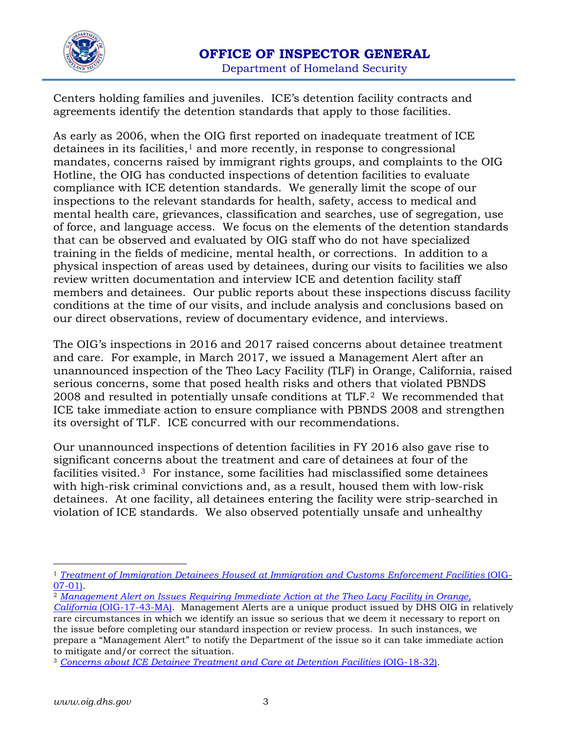Centers holding families and juveniles. ICE's detention facility contracts and agreements identify the detention standards that apply to those facilities.

As early as 2006, when the OIG first reported on inadequate treatment of ICE detainees in its facilities,[1] and more recently, in response to congressional mandates, concerns raised by immigrant rights groups, and complaints to the OIG Hotline, the OIG has conducted inspections of detention facilities to evaluate compliance with ICE detention standards. We generally limit the scope of our inspections to the relevant standards for health, safety, access to medical and mental health care, grievances, classification and searches, use of segregation, use of force, and language access. We focus on the elements of the detention standards that can be observed and evaluated by OIG staff who do not have specialized training in the fields of medicine, mental health, or corrections. In addition to a physical inspection of areas used by detainees, during our visits to facilities we also review written documentation and interview ICE and detention facility staff members and detainees. Our public reports about these inspections discuss facility conditions at the time of our visits, and include analysis and conclusions based on our direct observations, review of documentary evidence, and interviews.

The OIG's inspections in 2016 and 2017 raised concerns about detainee treatment and care. For example, in March 2017, we issued a Management Alert after an unannounced inspection of the Theo Lacy Facility (TLF) in Orange, California, raised serious concerns, some that posed health risks and others that violated PBNDS 2008 and resulted in potentially unsafe conditions at TLF.[2] We recommended that ICE take immediate action to ensure compliance with PBNDS 2008 and strengthen its oversight of TLF. ICE concurred with our recommendations.

Our unannounced inspections of detention facilities in FY 2016 also gave rise to significant concerns about the treatment and care of detainees at four of the facilities visited.[3] For instance, some facilities had misclassified some detainees with high-risk criminal convictions and, as a result, housed them with low-risk detainees. At one facility, all detainees entering the facility were strip-searched in violation of ICE standards. We also observed potentially unsafe and unhealthy

---

[1] *Treatment of Immigration Detainees Housed at Immigration and Customs Enforcement Facilities* (OIG-07-01).

[2] *Management Alert on Issues Requiring Immediate Action at the Theo Lacy Facility in Orange, California* (OIG-17-43-MA). Management Alerts are a unique product issued by DHS OIG in relatively rare circumstances in which we identify an issue so serious that we deem it necessary to report on the issue before completing our standard inspection or review process. In such instances, we prepare a "Management Alert" to notify the Department of the issue so it can take immediate action to mitigate and/or correct the situation.

[3] *Concerns about ICE Detainee Treatment and Care at Detention Facilities* (OIG-18-32).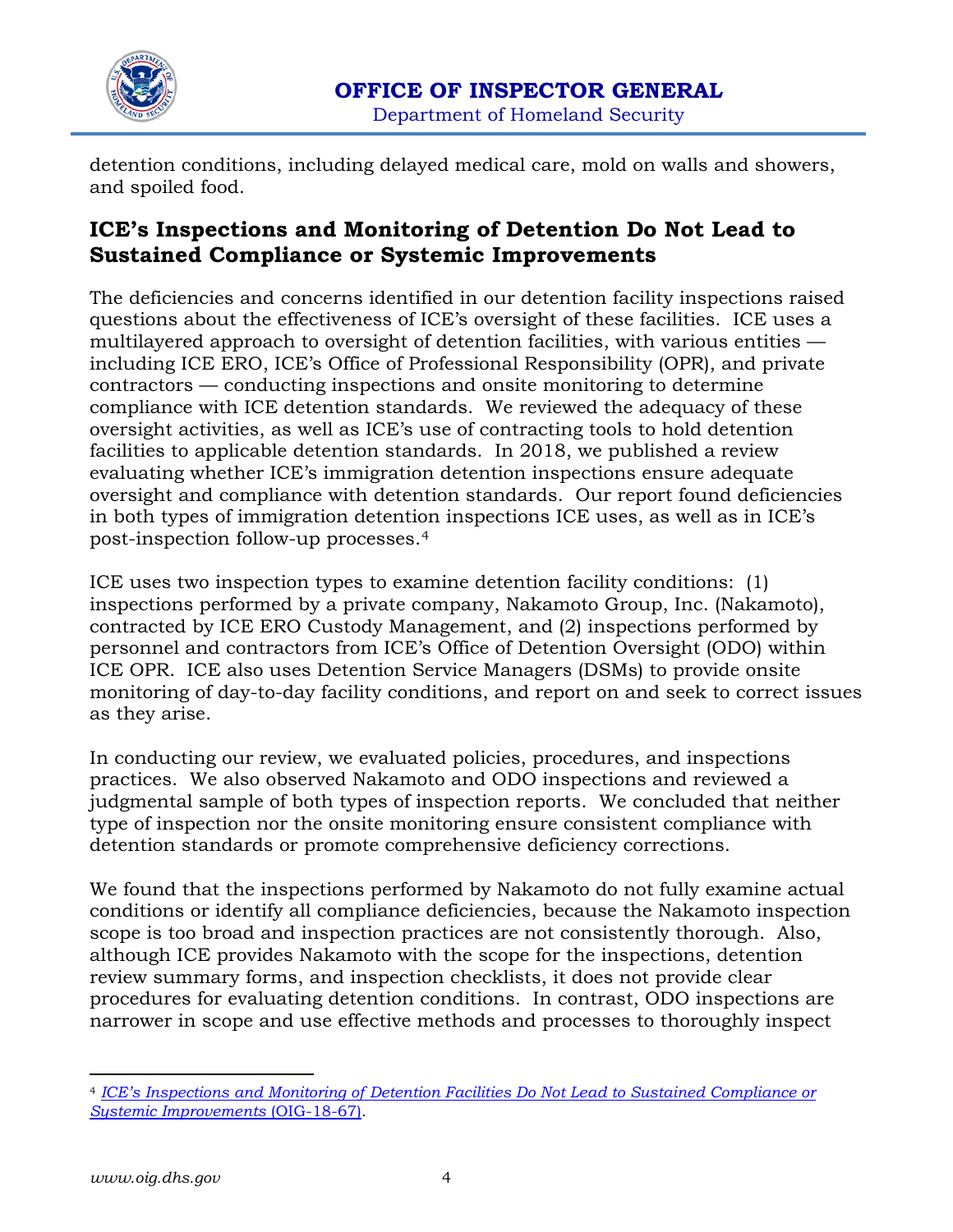detention conditions, including delayed medical care, mold on walls and showers, and spoiled food.

## ICE's Inspections and Monitoring of Detention Do Not Lead to Sustained Compliance or Systemic Improvements

The deficiencies and concerns identified in our detention facility inspections raised questions about the effectiveness of ICE's oversight of these facilities. ICE uses a multilayered approach to oversight of detention facilities, with various entities — including ICE ERO, ICE's Office of Professional Responsibility (OPR), and private contractors — conducting inspections and onsite monitoring to determine compliance with ICE detention standards. We reviewed the adequacy of these oversight activities, as well as ICE's use of contracting tools to hold detention facilities to applicable detention standards. In 2018, we published a review evaluating whether ICE's immigration detention inspections ensure adequate oversight and compliance with detention standards. Our report found deficiencies in both types of immigration detention inspections ICE uses, as well as in ICE's post-inspection follow-up processes.[4]

ICE uses two inspection types to examine detention facility conditions: (1) inspections performed by a private company, Nakamoto Group, Inc. (Nakamoto), contracted by ICE ERO Custody Management, and (2) inspections performed by personnel and contractors from ICE's Office of Detention Oversight (ODO) within ICE OPR. ICE also uses Detention Service Managers (DSMs) to provide onsite monitoring of day-to-day facility conditions, and report on and seek to correct issues as they arise.

In conducting our review, we evaluated policies, procedures, and inspections practices. We also observed Nakamoto and ODO inspections and reviewed a judgmental sample of both types of inspection reports. We concluded that neither type of inspection nor the onsite monitoring ensure consistent compliance with detention standards or promote comprehensive deficiency corrections.

We found that the inspections performed by Nakamoto do not fully examine actual conditions or identify all compliance deficiencies, because the Nakamoto inspection scope is too broad and inspection practices are not consistently thorough. Also, although ICE provides Nakamoto with the scope for the inspections, detention review summary forms, and inspection checklists, it does not provide clear procedures for evaluating detention conditions. In contrast, ODO inspections are narrower in scope and use effective methods and processes to thoroughly inspect

---

[4] *ICE's Inspections and Monitoring of Detention Facilities Do Not Lead to Sustained Compliance or Systemic Improvements* (OIG-18-67).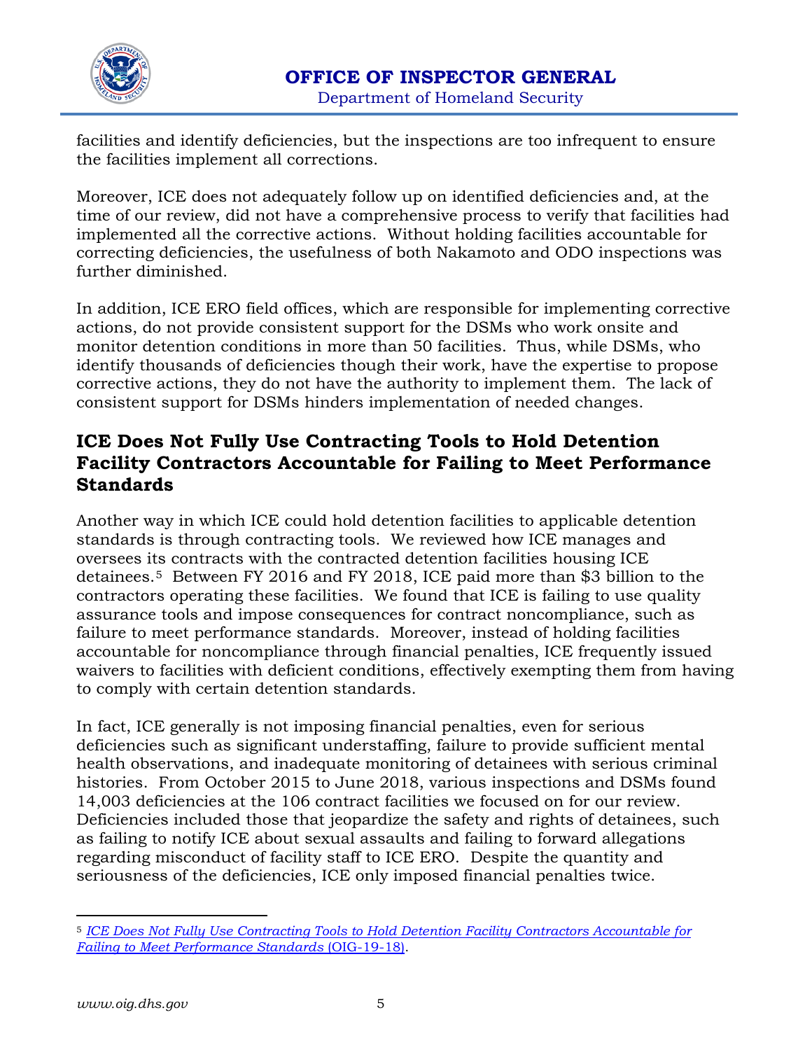facilities and identify deficiencies, but the inspections are too infrequent to ensure the facilities implement all corrections.

Moreover, ICE does not adequately follow up on identified deficiencies and, at the time of our review, did not have a comprehensive process to verify that facilities had implemented all the corrective actions. Without holding facilities accountable for correcting deficiencies, the usefulness of both Nakamoto and ODO inspections was further diminished.

In addition, ICE ERO field offices, which are responsible for implementing corrective actions, do not provide consistent support for the DSMs who work onsite and monitor detention conditions in more than 50 facilities. Thus, while DSMs, who identify thousands of deficiencies though their work, have the expertise to propose corrective actions, they do not have the authority to implement them. The lack of consistent support for DSMs hinders implementation of needed changes.

## ICE Does Not Fully Use Contracting Tools to Hold Detention Facility Contractors Accountable for Failing to Meet Performance Standards

Another way in which ICE could hold detention facilities to applicable detention standards is through contracting tools. We reviewed how ICE manages and oversees its contracts with the contracted detention facilities housing ICE detainees.[5] Between FY 2016 and FY 2018, ICE paid more than $3 billion to the contractors operating these facilities. We found that ICE is failing to use quality assurance tools and impose consequences for contract noncompliance, such as failure to meet performance standards. Moreover, instead of holding facilities accountable for noncompliance through financial penalties, ICE frequently issued waivers to facilities with deficient conditions, effectively exempting them from having to comply with certain detention standards.

In fact, ICE generally is not imposing financial penalties, even for serious deficiencies such as significant understaffing, failure to provide sufficient mental health observations, and inadequate monitoring of detainees with serious criminal histories. From October 2015 to June 2018, various inspections and DSMs found 14,003 deficiencies at the 106 contract facilities we focused on for our review. Deficiencies included those that jeopardize the safety and rights of detainees, such as failing to notify ICE about sexual assaults and failing to forward allegations regarding misconduct of facility staff to ICE ERO. Despite the quantity and seriousness of the deficiencies, ICE only imposed financial penalties twice.

---

[5] *ICE Does Not Fully Use Contracting Tools to Hold Detention Facility Contractors Accountable for Failing to Meet Performance Standards* (OIG-19-18).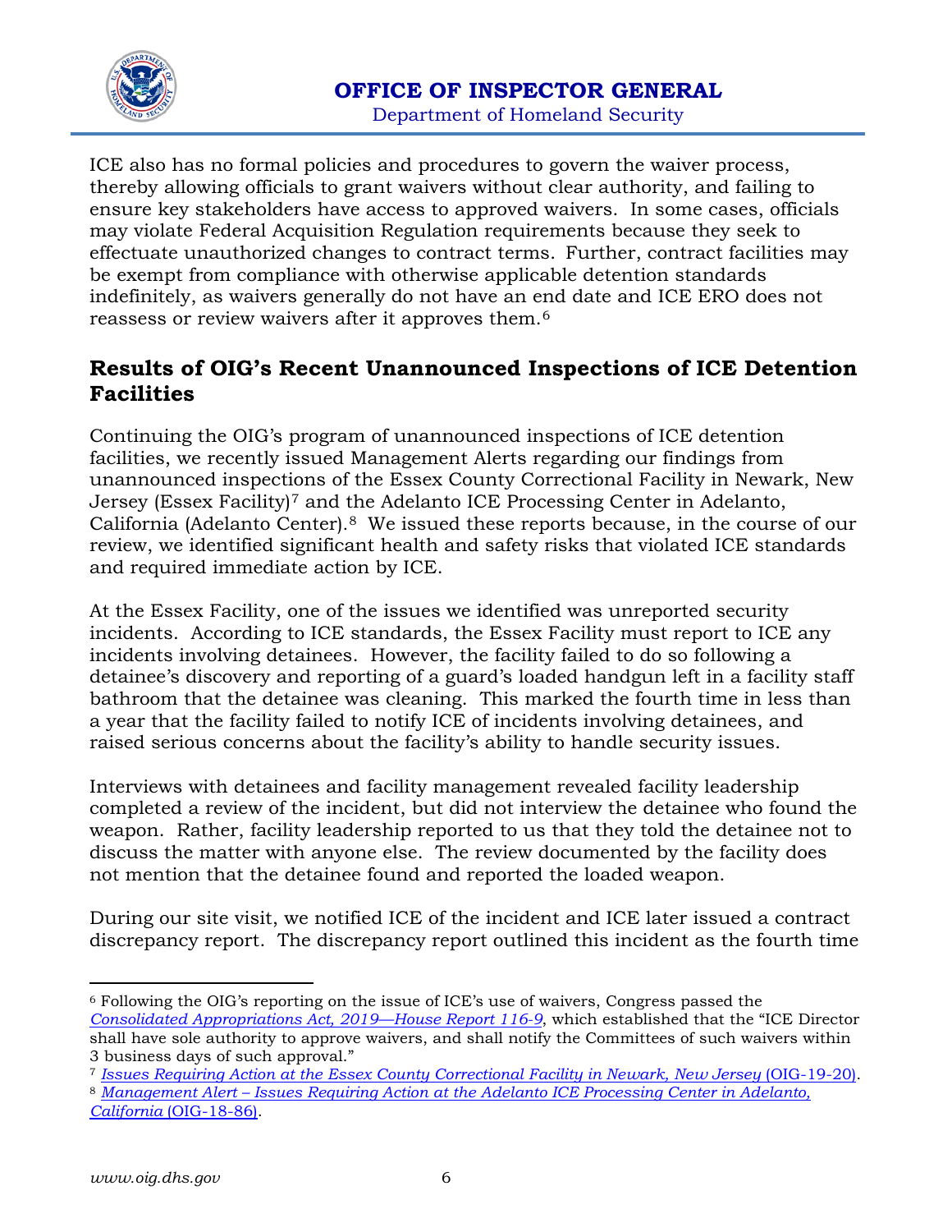ICE also has no formal policies and procedures to govern the waiver process, thereby allowing officials to grant waivers without clear authority, and failing to ensure key stakeholders have access to approved waivers. In some cases, officials may violate Federal Acquisition Regulation requirements because they seek to effectuate unauthorized changes to contract terms. Further, contract facilities may be exempt from compliance with otherwise applicable detention standards indefinitely, as waivers generally do not have an end date and ICE ERO does not reassess or review waivers after it approves them.[6]

## Results of OIG's Recent Unannounced Inspections of ICE Detention Facilities

Continuing the OIG's program of unannounced inspections of ICE detention facilities, we recently issued Management Alerts regarding our findings from unannounced inspections of the Essex County Correctional Facility in Newark, New Jersey (Essex Facility)[7] and the Adelanto ICE Processing Center in Adelanto, California (Adelanto Center).[8] We issued these reports because, in the course of our review, we identified significant health and safety risks that violated ICE standards and required immediate action by ICE.

At the Essex Facility, one of the issues we identified was unreported security incidents. According to ICE standards, the Essex Facility must report to ICE any incidents involving detainees. However, the facility failed to do so following a detainee's discovery and reporting of a guard's loaded handgun left in a facility staff bathroom that the detainee was cleaning. This marked the fourth time in less than a year that the facility failed to notify ICE of incidents involving detainees, and raised serious concerns about the facility's ability to handle security issues.

Interviews with detainees and facility management revealed facility leadership completed a review of the incident, but did not interview the detainee who found the weapon. Rather, facility leadership reported to us that they told the detainee not to discuss the matter with anyone else. The review documented by the facility does not mention that the detainee found and reported the loaded weapon.

During our site visit, we notified ICE of the incident and ICE later issued a contract discrepancy report. The discrepancy report outlined this incident as the fourth time

---

[6] Following the OIG's reporting on the issue of ICE's use of waivers, Congress passed the *Consolidated Appropriations Act, 2019—House Report 116-9*, which established that the "ICE Director shall have sole authority to approve waivers, and shall notify the Committees of such waivers within 3 business days of such approval."

[7] *Issues Requiring Action at the Essex County Correctional Facility in Newark, New Jersey* (OIG-19-20).

[8] *Management Alert – Issues Requiring Action at the Adelanto ICE Processing Center in Adelanto, California* (OIG-18-86).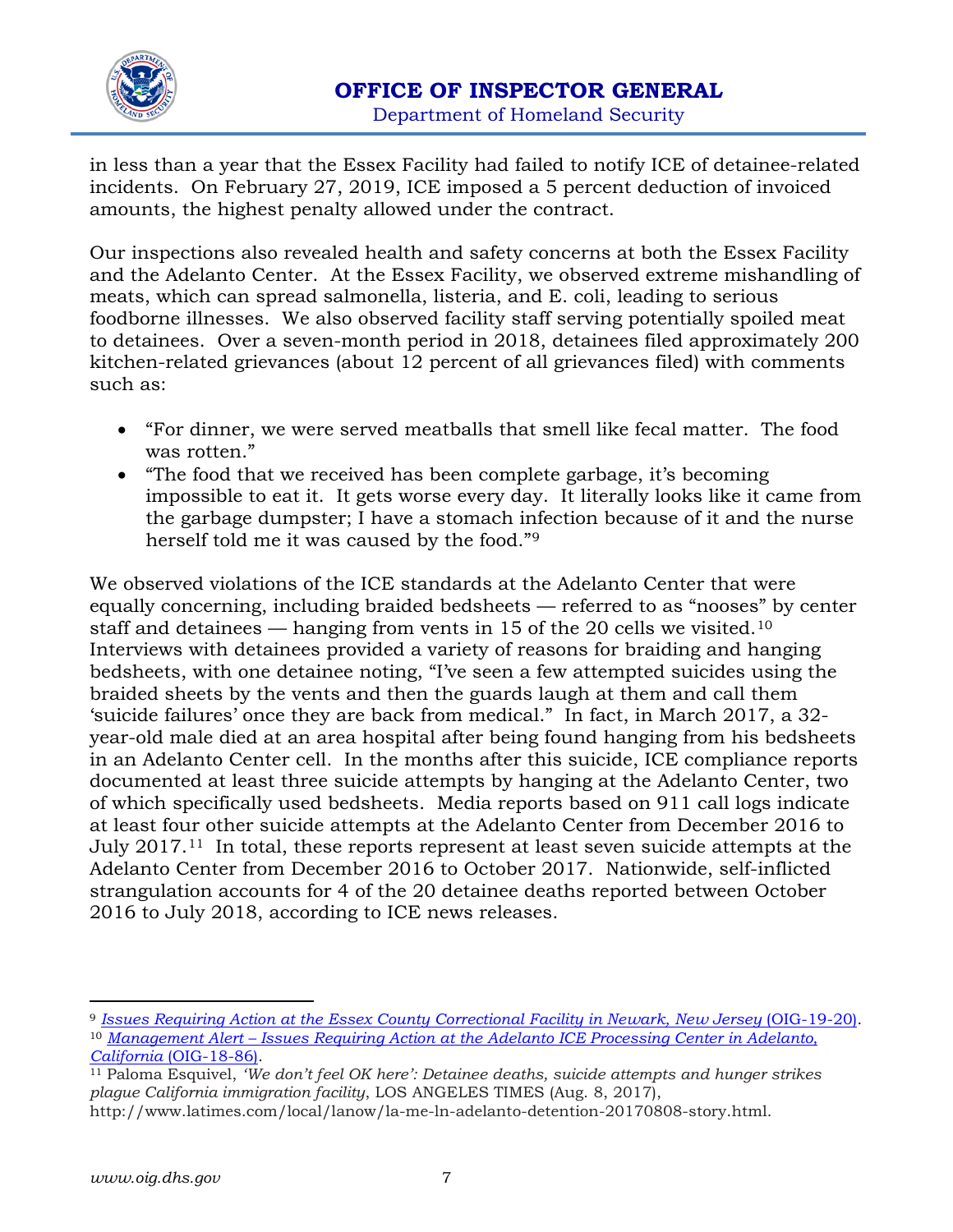in less than a year that the Essex Facility had failed to notify ICE of detainee-related incidents. On February 27, 2019, ICE imposed a 5 percent deduction of invoiced amounts, the highest penalty allowed under the contract.

Our inspections also revealed health and safety concerns at both the Essex Facility and the Adelanto Center. At the Essex Facility, we observed extreme mishandling of meats, which can spread salmonella, listeria, and E. coli, leading to serious foodborne illnesses. We also observed facility staff serving potentially spoiled meat to detainees. Over a seven-month period in 2018, detainees filed approximately 200 kitchen-related grievances (about 12 percent of all grievances filed) with comments such as:

- "For dinner, we were served meatballs that smell like fecal matter. The food was rotten."
- "The food that we received has been complete garbage, it's becoming impossible to eat it. It gets worse every day. It literally looks like it came from the garbage dumpster; I have a stomach infection because of it and the nurse herself told me it was caused by the food."[9]

We observed violations of the ICE standards at the Adelanto Center that were equally concerning, including braided bedsheets — referred to as "nooses" by center staff and detainees — hanging from vents in 15 of the 20 cells we visited.[10] Interviews with detainees provided a variety of reasons for braiding and hanging bedsheets, with one detainee noting, "I've seen a few attempted suicides using the braided sheets by the vents and then the guards laugh at them and call them 'suicide failures' once they are back from medical." In fact, in March 2017, a 32-year-old male died at an area hospital after being found hanging from his bedsheets in an Adelanto Center cell. In the months after this suicide, ICE compliance reports documented at least three suicide attempts by hanging at the Adelanto Center, two of which specifically used bedsheets. Media reports based on 911 call logs indicate at least four other suicide attempts at the Adelanto Center from December 2016 to July 2017.[11] In total, these reports represent at least seven suicide attempts at the Adelanto Center from December 2016 to October 2017. Nationwide, self-inflicted strangulation accounts for 4 of the 20 detainee deaths reported between October 2016 to July 2018, according to ICE news releases.

---

[9] *Issues Requiring Action at the Essex County Correctional Facility in Newark, New Jersey* (OIG-19-20).

[10] *Management Alert – Issues Requiring Action at the Adelanto ICE Processing Center in Adelanto, California* (OIG-18-86).

[11] Paloma Esquivel, *'We don't feel OK here': Detainee deaths, suicide attempts and hunger strikes plague California immigration facility*, LOS ANGELES TIMES (Aug. 8, 2017), http://www.latimes.com/local/lanow/la-me-ln-adelanto-detention-20170808-story.html.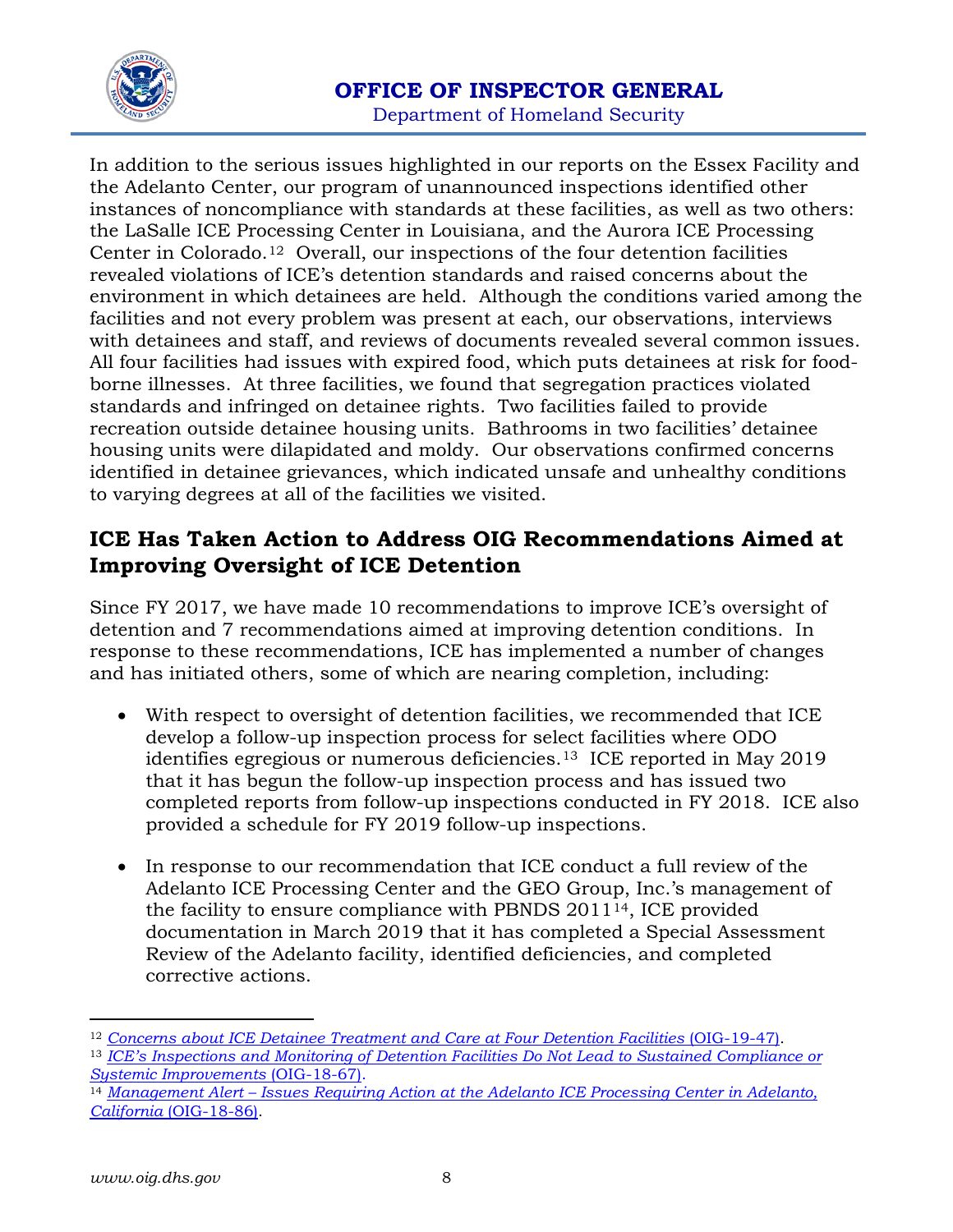In addition to the serious issues highlighted in our reports on the Essex Facility and the Adelanto Center, our program of unannounced inspections identified other instances of noncompliance with standards at these facilities, as well as two others: the LaSalle ICE Processing Center in Louisiana, and the Aurora ICE Processing Center in Colorado.[12] Overall, our inspections of the four detention facilities revealed violations of ICE's detention standards and raised concerns about the environment in which detainees are held. Although the conditions varied among the facilities and not every problem was present at each, our observations, interviews with detainees and staff, and reviews of documents revealed several common issues. All four facilities had issues with expired food, which puts detainees at risk for food-borne illnesses. At three facilities, we found that segregation practices violated standards and infringed on detainee rights. Two facilities failed to provide recreation outside detainee housing units. Bathrooms in two facilities' detainee housing units were dilapidated and moldy. Our observations confirmed concerns identified in detainee grievances, which indicated unsafe and unhealthy conditions to varying degrees at all of the facilities we visited.

## ICE Has Taken Action to Address OIG Recommendations Aimed at Improving Oversight of ICE Detention

Since FY 2017, we have made 10 recommendations to improve ICE's oversight of detention and 7 recommendations aimed at improving detention conditions. In response to these recommendations, ICE has implemented a number of changes and has initiated others, some of which are nearing completion, including:

- With respect to oversight of detention facilities, we recommended that ICE develop a follow-up inspection process for select facilities where ODO identifies egregious or numerous deficiencies.[13] ICE reported in May 2019 that it has begun the follow-up inspection process and has issued two completed reports from follow-up inspections conducted in FY 2018. ICE also provided a schedule for FY 2019 follow-up inspections.

- In response to our recommendation that ICE conduct a full review of the Adelanto ICE Processing Center and the GEO Group, Inc.'s management of the facility to ensure compliance with PBNDS 2011[14], ICE provided documentation in March 2019 that it has completed a Special Assessment Review of the Adelanto facility, identified deficiencies, and completed corrective actions.

---

[12] *Concerns about ICE Detainee Treatment and Care at Four Detention Facilities* (OIG-19-47).

[13] *ICE's Inspections and Monitoring of Detention Facilities Do Not Lead to Sustained Compliance or Systemic Improvements* (OIG-18-67).

[14] *Management Alert – Issues Requiring Action at the Adelanto ICE Processing Center in Adelanto, California* (OIG-18-86).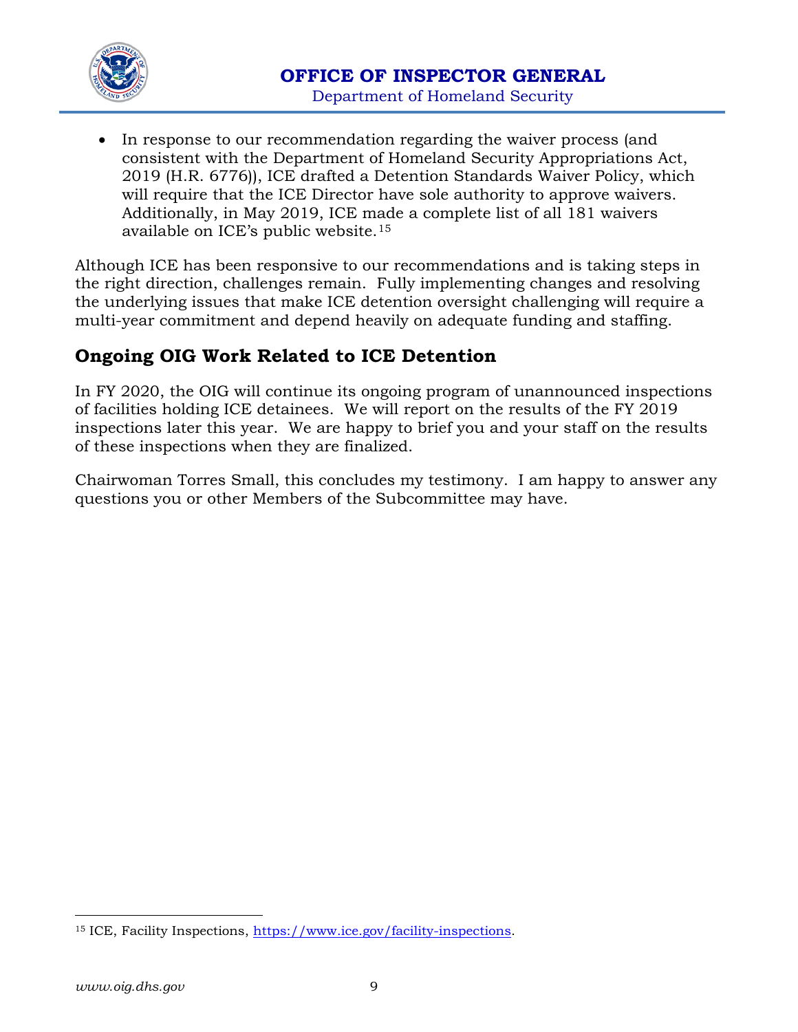- In response to our recommendation regarding the waiver process (and consistent with the Department of Homeland Security Appropriations Act, 2019 (H.R. 6776)), ICE drafted a Detention Standards Waiver Policy, which will require that the ICE Director have sole authority to approve waivers. Additionally, in May 2019, ICE made a complete list of all 181 waivers available on ICE's public website.[15]

Although ICE has been responsive to our recommendations and is taking steps in the right direction, challenges remain. Fully implementing changes and resolving the underlying issues that make ICE detention oversight challenging will require a multi-year commitment and depend heavily on adequate funding and staffing.

## Ongoing OIG Work Related to ICE Detention

In FY 2020, the OIG will continue its ongoing program of unannounced inspections of facilities holding ICE detainees. We will report on the results of the FY 2019 inspections later this year. We are happy to brief you and your staff on the results of these inspections when they are finalized.

Chairwoman Torres Small, this concludes my testimony. I am happy to answer any questions you or other Members of the Subcommittee may have.

---

[15] ICE, Facility Inspections, https://www.ice.gov/facility-inspections.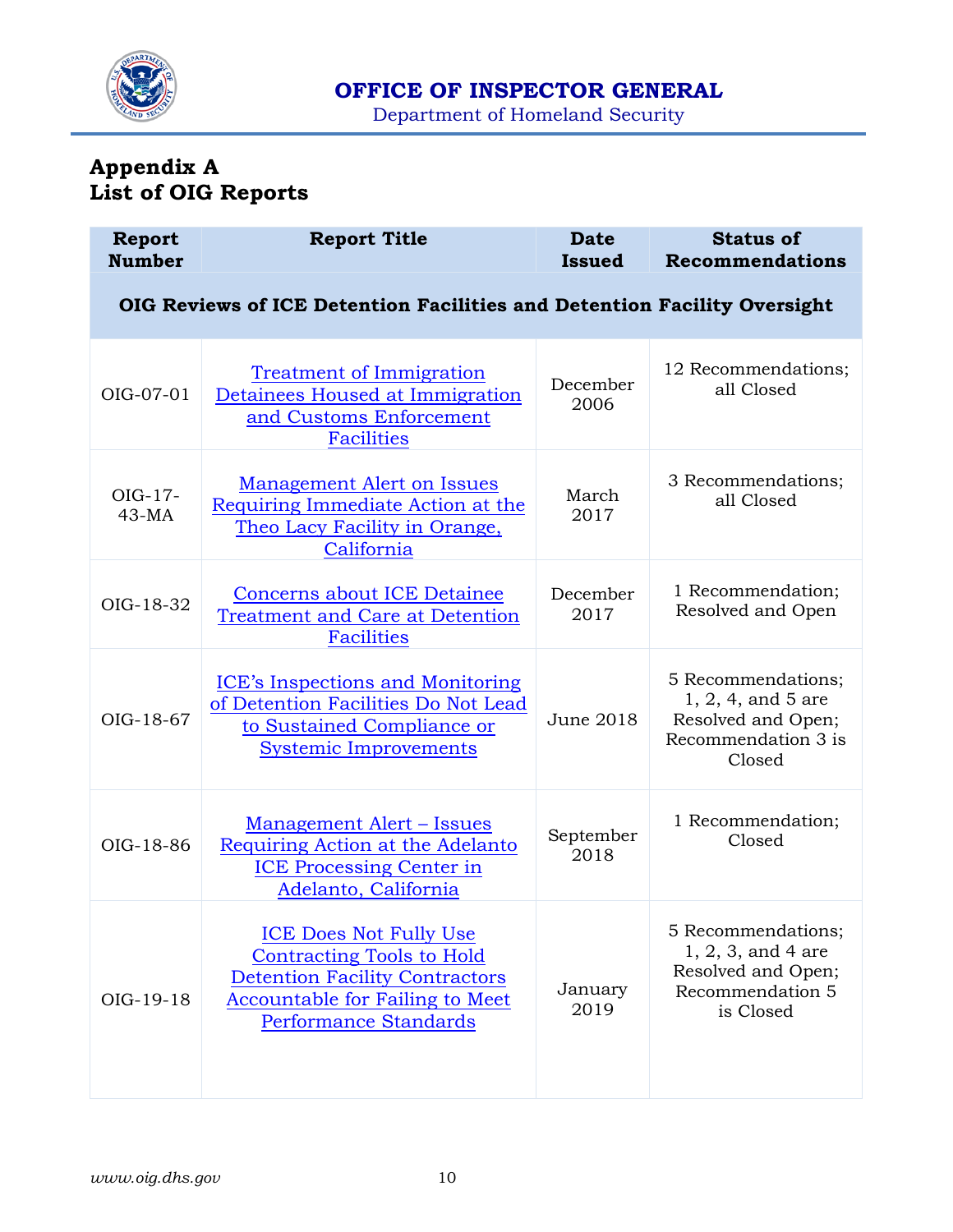## Appendix A
## List of OIG Reports

| Report Number | Report Title | Date Issued | Status of Recommendations |
|---|---|---|---|
| **OIG Reviews of ICE Detention Facilities and Detention Facility Oversight** | | | |
| OIG-07-01 | Treatment of Immigration Detainees Housed at Immigration and Customs Enforcement Facilities | December 2006 | 12 Recommendations; all Closed |
| OIG-17-43-MA | Management Alert on Issues Requiring Immediate Action at the Theo Lacy Facility in Orange, California | March 2017 | 3 Recommendations; all Closed |
| OIG-18-32 | Concerns about ICE Detainee Treatment and Care at Detention Facilities | December 2017 | 1 Recommendation; Resolved and Open |
| OIG-18-67 | ICE's Inspections and Monitoring of Detention Facilities Do Not Lead to Sustained Compliance or Systemic Improvements | June 2018 | 5 Recommendations; 1, 2, 4, and 5 are Resolved and Open; Recommendation 3 is Closed |
| OIG-18-86 | Management Alert – Issues Requiring Action at the Adelanto ICE Processing Center in Adelanto, California | September 2018 | 1 Recommendation; Closed |
| OIG-19-18 | ICE Does Not Fully Use Contracting Tools to Hold Detention Facility Contractors Accountable for Failing to Meet Performance Standards | January 2019 | 5 Recommendations; 1, 2, 3, and 4 are Resolved and Open; Recommendation 5 is Closed |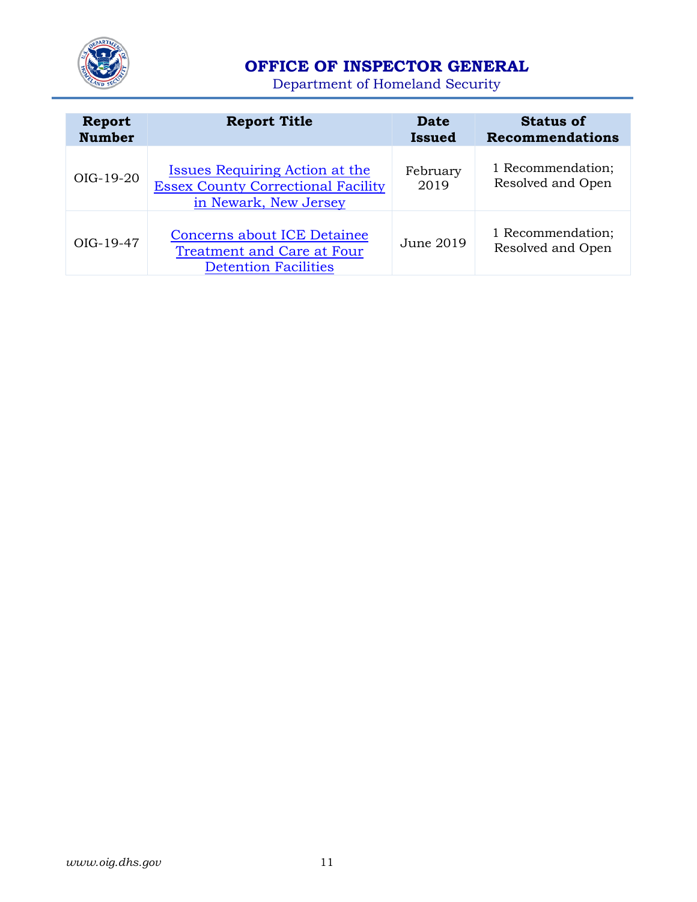| Report Number | Report Title | Date Issued | Status of Recommendations |
| --- | --- | --- | --- |
| OIG-19-20 | Issues Requiring Action at the Essex County Correctional Facility in Newark, New Jersey | February 2019 | 1 Recommendation; Resolved and Open |
| OIG-19-47 | Concerns about ICE Detainee Treatment and Care at Four Detention Facilities | June 2019 | 1 Recommendation; Resolved and Open |